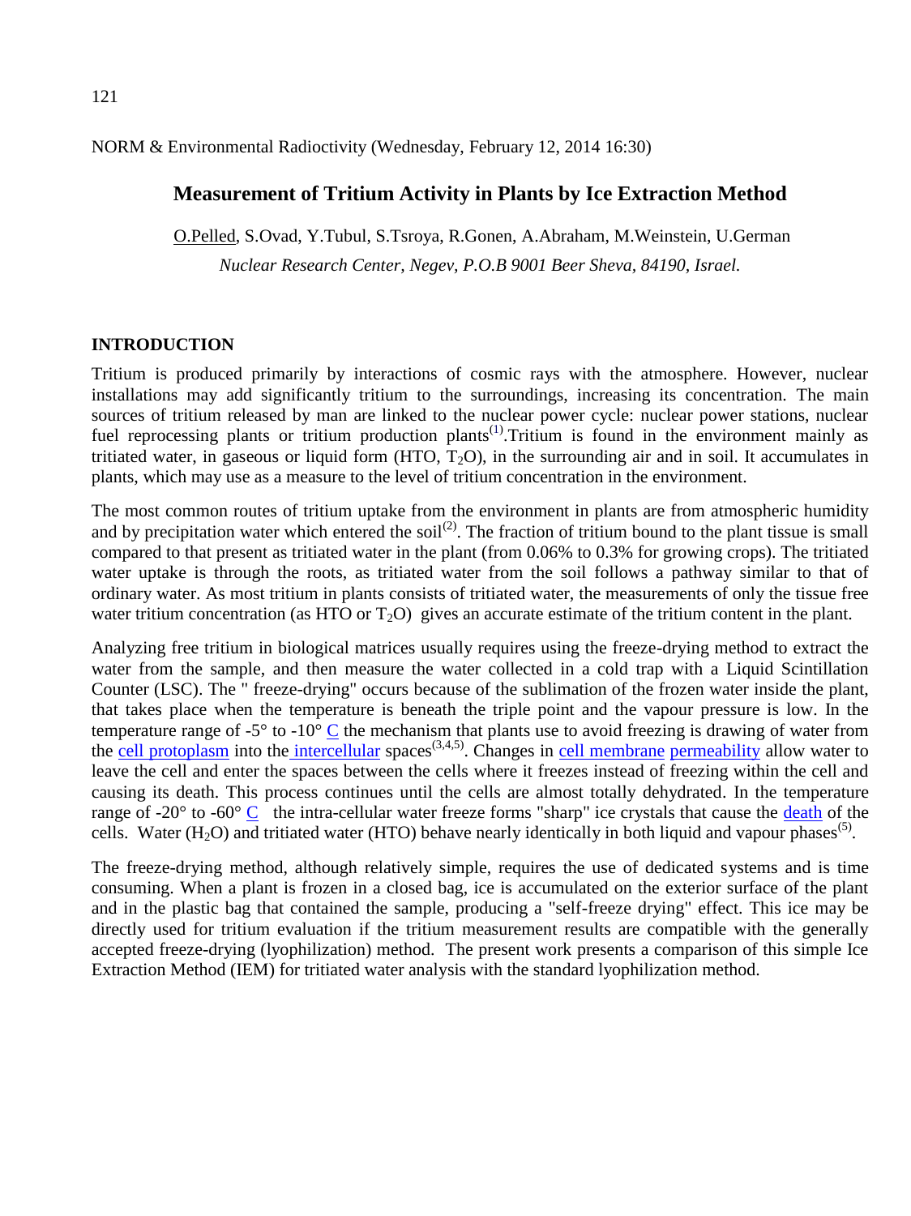NORM & Environmental Radioctivity (Wednesday, February 12, 2014 16:30)

# Measurement of Tritium Activity in Plants by Ice Extraction Method

O.Pelled, S.Ovad, Y.Tubul, S.Tsroya, R.Gonen, A.Abraham, M.Weinstein, U.German

*Nuclear Research Center, Negev, P.O.B 9001 Beer Sheva, 84190, Israel.*

## INTRODUCTION

Tritium is produced primarily by interactions of cosmic rays with the atmosphere. However, nuclear installations may add significantly tritium to the surroundings, increasing its concentration. The main sources of tritium released by man are linked to the nuclear power cycle: nuclear power stations, nuclear fuel reprocessing plants or tritium production plants[1].Tritium is found in the environment mainly as tritiated water, in gaseous or liquid form (HTO, $T_2O$), in the surrounding air and in soil. It accumulates in plants, which may use as a measure to the level of tritium concentration in the environment.

The most common routes of tritium uptake from the environment in plants are from atmospheric humidity and by precipitation water which entered the soil[2]. The fraction of tritium bound to the plant tissue is small compared to that present as tritiated water in the plant (from 0.06% to 0.3% for growing crops). The tritiated water uptake is through the roots, as tritiated water from the soil follows a pathway similar to that of ordinary water. As most tritium in plants consists of tritiated water, the measurements of only the tissue free water tritium concentration (as HTO or $T_2O$) gives an accurate estimate of the tritium content in the plant.

Analyzing free tritium in biological matrices usually requires using the freeze-drying method to extract the water from the sample, and then measure the water collected in a cold trap with a Liquid Scintillation Counter (LSC). The " freeze-drying" occurs because of the sublimation of the frozen water inside the plant, that takes place when the temperature is beneath the triple point and the vapour pressure is low. In the temperature range of -5° to -10° C the mechanism that plants use to avoid freezing is drawing of water from the cell protoplasm into the intercellular spaces[3,4,5]. Changes in cell membrane permeability allow water to leave the cell and enter the spaces between the cells where it freezes instead of freezing within the cell and causing its death. This process continues until the cells are almost totally dehydrated. In the temperature range of -20° to -60° C the intra-cellular water freeze forms "sharp" ice crystals that cause the death of the cells. Water ($H_2O$) and tritiated water (HTO) behave nearly identically in both liquid and vapour phases[5].

The freeze-drying method, although relatively simple, requires the use of dedicated systems and is time consuming. When a plant is frozen in a closed bag, ice is accumulated on the exterior surface of the plant and in the plastic bag that contained the sample, producing a "self-freeze drying" effect. This ice may be directly used for tritium evaluation if the tritium measurement results are compatible with the generally accepted freeze-drying (lyophilization) method. The present work presents a comparison of this simple Ice Extraction Method (IEM) for tritiated water analysis with the standard lyophilization method.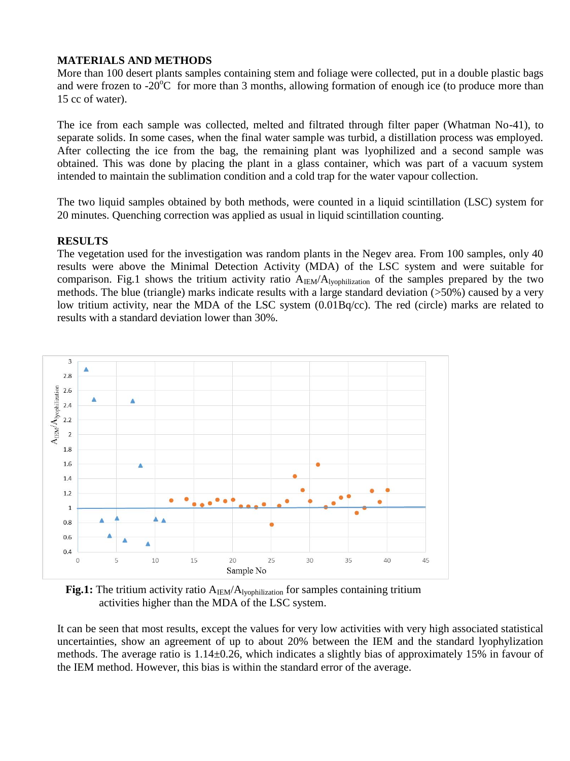## MATERIALS AND METHODS

More than 100 desert plants samples containing stem and foliage were collected, put in a double plastic bags and were frozen to -20°C for more than 3 months, allowing formation of enough ice (to produce more than 15 cc of water).

The ice from each sample was collected, melted and filtrated through filter paper (Whatman No-41), to separate solids. In some cases, when the final water sample was turbid, a distillation process was employed. After collecting the ice from the bag, the remaining plant was lyophilized and a second sample was obtained. This was done by placing the plant in a glass container, which was part of a vacuum system intended to maintain the sublimation condition and a cold trap for the water vapour collection.

The two liquid samples obtained by both methods, were counted in a liquid scintillation (LSC) system for 20 minutes. Quenching correction was applied as usual in liquid scintillation counting.

## RESULTS

The vegetation used for the investigation was random plants in the Negev area. From 100 samples, only 40 results were above the Minimal Detection Activity (MDA) of the LSC system and were suitable for comparison. Fig.1 shows the tritium activity ratio $A_{IEM}/A_{lyophilization}$ of the samples prepared by the two methods. The blue (triangle) marks indicate results with a large standard deviation (>50%) caused by a very low tritium activity, near the MDA of the LSC system (0.01Bq/cc). The red (circle) marks are related to results with a standard deviation lower than 30%.

**Fig.1:** The tritium activity ratio $A_{IEM}/A_{lyophilization}$ for samples containing tritium activities higher than the MDA of the LSC system.

It can be seen that most results, except the values for very low activities with very high associated statistical uncertainties, show an agreement of up to about 20% between the IEM and the standard lyophylization methods. The average ratio is 1.14±0.26, which indicates a slightly bias of approximately 15% in favour of the IEM method. However, this bias is within the standard error of the average.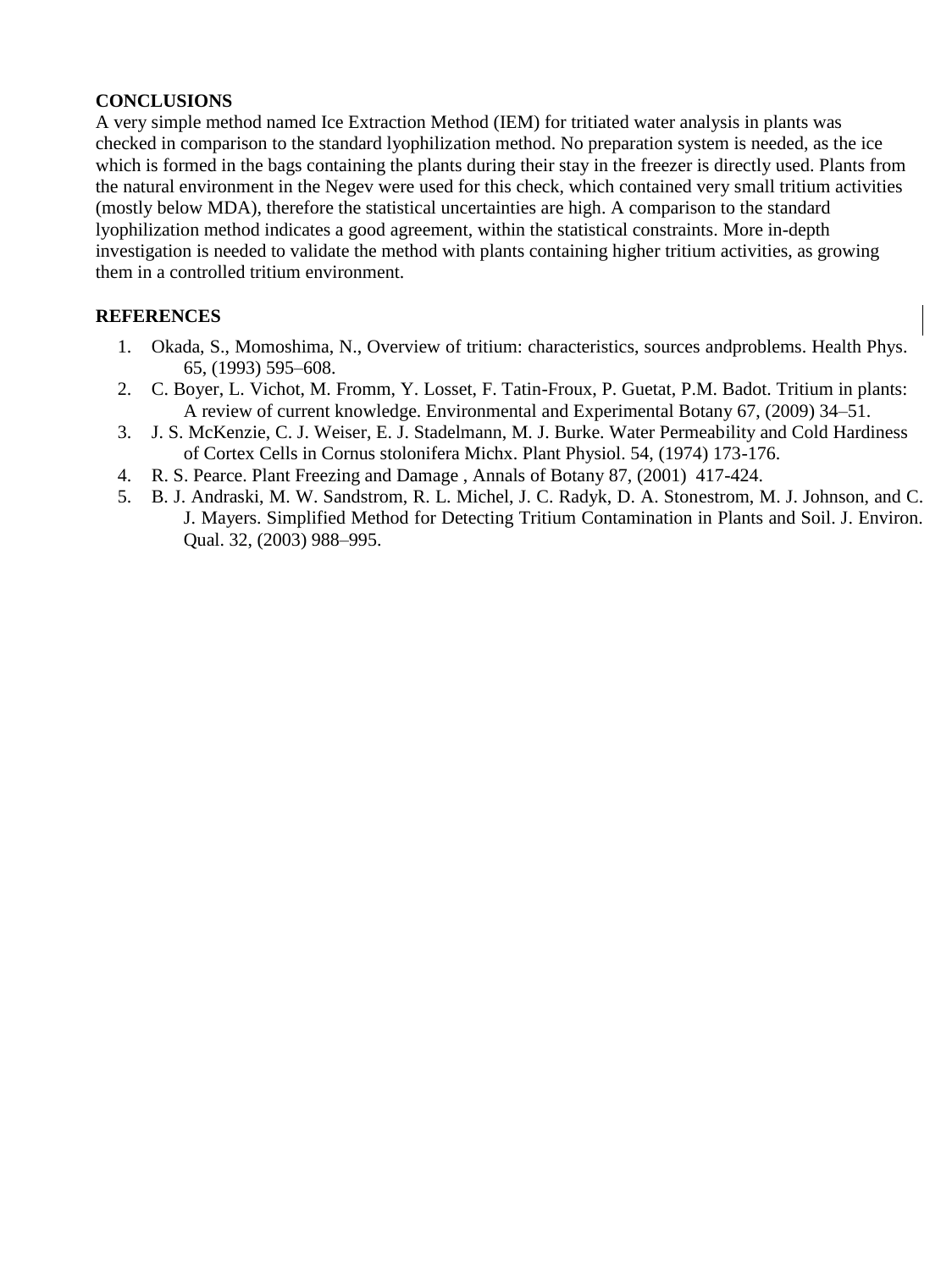## CONCLUSIONS

A very simple method named Ice Extraction Method (IEM) for tritiated water analysis in plants was checked in comparison to the standard lyophilization method. No preparation system is needed, as the ice which is formed in the bags containing the plants during their stay in the freezer is directly used. Plants from the natural environment in the Negev were used for this check, which contained very small tritium activities (mostly below MDA), therefore the statistical uncertainties are high. A comparison to the standard lyophilization method indicates a good agreement, within the statistical constraints. More in-depth investigation is needed to validate the method with plants containing higher tritium activities, as growing them in a controlled tritium environment.

## REFERENCES

1. Okada, S., Momoshima, N., Overview of tritium: characteristics, sources andproblems. Health Phys. 65, (1993) 595–608.
2. C. Boyer, L. Vichot, M. Fromm, Y. Losset, F. Tatin-Froux, P. Guetat, P.M. Badot. Tritium in plants: A review of current knowledge. Environmental and Experimental Botany 67, (2009) 34–51.
3. J. S. McKenzie, C. J. Weiser, E. J. Stadelmann, M. J. Burke. Water Permeability and Cold Hardiness of Cortex Cells in Cornus stolonifera Michx. Plant Physiol. 54, (1974) 173-176.
4. R. S. Pearce. Plant Freezing and Damage , Annals of Botany 87, (2001) 417-424.
5. B. J. Andraski, M. W. Sandstrom, R. L. Michel, J. C. Radyk, D. A. Stonestrom, M. J. Johnson, and C. J. Mayers. Simplified Method for Detecting Tritium Contamination in Plants and Soil. J. Environ. Qual. 32, (2003) 988–995.